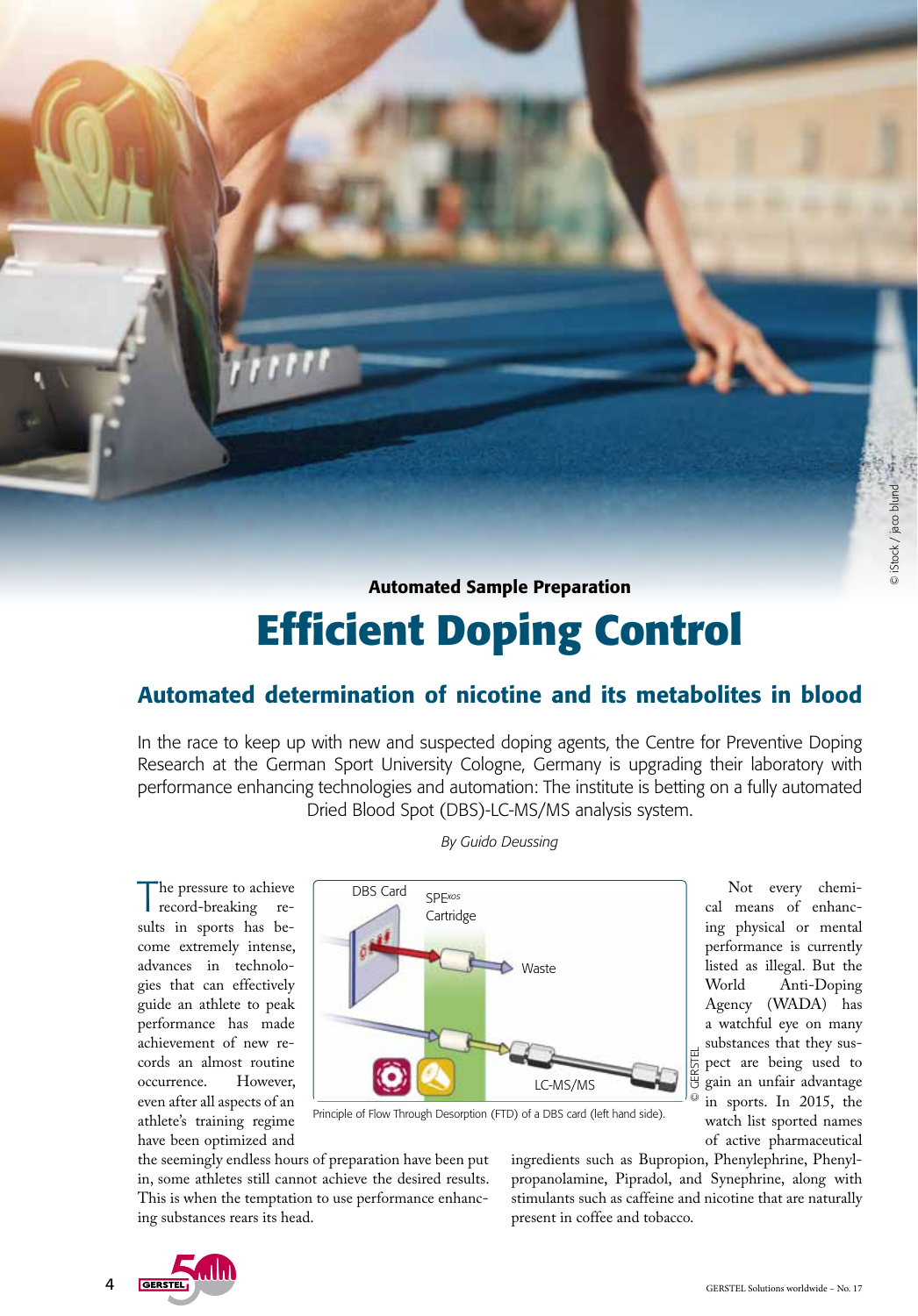Automated Sample Preparation

# Efficient Doping Control

## Automated determination of nicotine and its metabolites in blood

In the race to keep up with new and suspected doping agents, the Centre for Preventive Doping Research at the German Sport University Cologne, Germany is upgrading their laboratory with performance enhancing technologies and automation: The institute is betting on a fully automated Dried Blood Spot (DBS)-LC-MS/MS analysis system.

*By Guido Deussing*

The pressure to achieve record-breaking results in sports has become extremely intense, advances in technologies that can effectively guide an athlete to peak performance has made achievement of new records an almost routine occurrence. However, even after all aspects of an athlete's training regime have been optimized and the seemingly endless hours of preparation have been put in, some athletes still cannot achieve the desired results. This is when the temptation to use performance enhancing substances rears its head.

Principle of Flow Through Desorption (FTD) of a DBS card (left hand side).

Not every chemical means of enhancing physical or mental performance is currently listed as illegal. But the World Anti-Doping Agency (WADA) has a watchful eye on many substances that they suspect are being used to gain an unfair advantage in sports. In 2015, the watch list sported names of active pharmaceutical ingredients such as Bupropion, Phenylephrine, Phenylpropanolamine, Pipradol, and Synephrine, along with stimulants such as caffeine and nicotine that are naturally present in coffee and tobacco.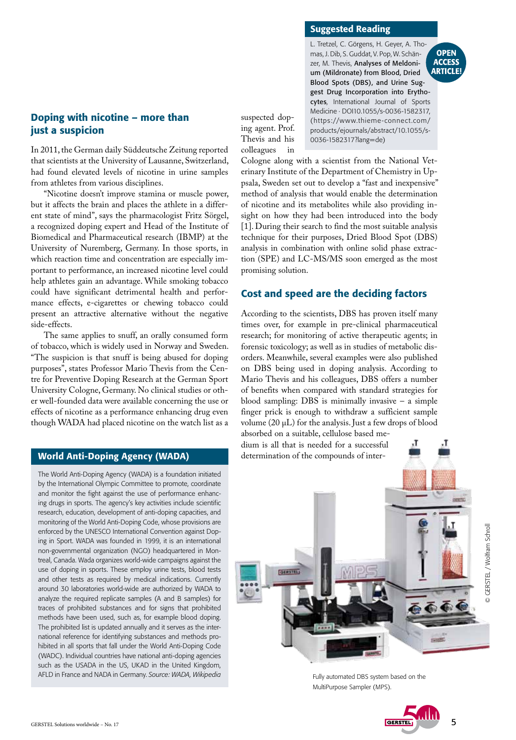## Doping with nicotine – more than just a suspicion

In 2011, the German daily Süddeutsche Zeitung reported that scientists at the University of Lausanne, Switzerland, had found elevated levels of nicotine in urine samples from athletes from various disciplines.

"Nicotine doesn't improve stamina or muscle power, but it affects the brain and places the athlete in a different state of mind", says the pharmacologist Fritz Sörgel, a recognized doping expert and Head of the Institute of Biomedical and Pharmaceutical research (IBMP) at the University of Nuremberg, Germany. In those sports, in which reaction time and concentration are especially important to performance, an increased nicotine level could help athletes gain an advantage. While smoking tobacco could have significant detrimental health and performance effects, e-cigarettes or chewing tobacco could present an attractive alternative without the negative side-effects.

The same applies to snuff, an orally consumed form of tobacco, which is widely used in Norway and Sweden. "The suspicion is that snuff is being abused for doping purposes", states Professor Mario Thevis from the Centre for Preventive Doping Research at the German Sport University Cologne, Germany. No clinical studies or other well-founded data were available concerning the use or effects of nicotine as a performance enhancing drug even though WADA had placed nicotine on the watch list as a suspected doping agent. Prof. Thevis and his colleagues in Cologne along with a scientist from the National Veterinary Institute of the Department of Chemistry in Upsala, Sweden set out to develop a "fast and inexpensive" method of analysis that would enable the determination of nicotine and its metabolites while also providing insight on how they had been introduced into the body [1]. During their search to find the most suitable analysis technique for their purposes, Dried Blood Spot (DBS) analysis in combination with online solid phase extraction (SPE) and LC-MS/MS soon emerged as the most promising solution.

### World Anti-Doping Agency (WADA)

The World Anti-Doping Agency (WADA) is a foundation initiated by the International Olympic Committee to promote, coordinate and monitor the fight against the use of performance enhancing drugs in sports. The agency's key activities include scientific research, education, development of anti-doping capacities, and monitoring of the World Anti-Doping Code, whose provisions are enforced by the UNESCO International Convention against Doping in Sport. WADA was founded in 1999, it is an international non-governmental organization (NGO) headquartered in Montreal, Canada. Wada organizes world-wide campaigns against the use of doping in sports. These employ urine tests, blood tests and other tests as required by medical indications. Currently around 30 laboratories world-wide are authorized by WADA to analyze the required replicate samples (A and B samples) for traces of prohibited substances and for signs that prohibited methods have been used, such as, for example blood doping. The prohibited list is updated annually and it serves as the international reference for identifying substances and methods prohibited in all sports that fall under the World Anti-Doping Code (WADC). Individual countries have national anti-doping agencies such as the USADA in the US, UKAD in the United Kingdom, AFLD in France and NADA in Germany. *Source: WADA, Wikipedia*

### Suggested Reading

**OPEN ACCESS ARTICLE!**

L. Tretzel, C. Görgens, H. Geyer, A. Thomas, J. Dib, S. Guddat, V. Pop, W. Schänzer, M. Thevis, **Analyses of Meldonium (Mildronate) from Blood, Dried Blood Spots (DBS), and Urine Suggest Drug Incorporation into Erythrocytes**, International Journal of Sports Medicine · DOI10.1055/s-0036-1582317, (https://www.thieme-connect.com/products/ejournals/abstract/10.1055/s-0036-1582317?lang=de)

## Cost and speed are the deciding factors

According to the scientists, DBS has proven itself many times over, for example in pre-clinical pharmaceutical research; for monitoring of active therapeutic agents; in forensic toxicology; as well as in studies of metabolic disorders. Meanwhile, several examples were also published on DBS being used in doping analysis. According to Mario Thevis and his colleagues, DBS offers a number of benefits when compared with standard strategies for blood sampling: DBS is minimally invasive – a simple finger prick is enough to withdraw a sufficient sample volume (20 µL) for the analysis. Just a few drops of blood absorbed on a suitable, cellulose based medium is all that is needed for a successful determination of the compounds of inter-

Fully automated DBS system based on the MultiPurpose Sampler (MPS).

© GERSTEL / Wolfram Schroll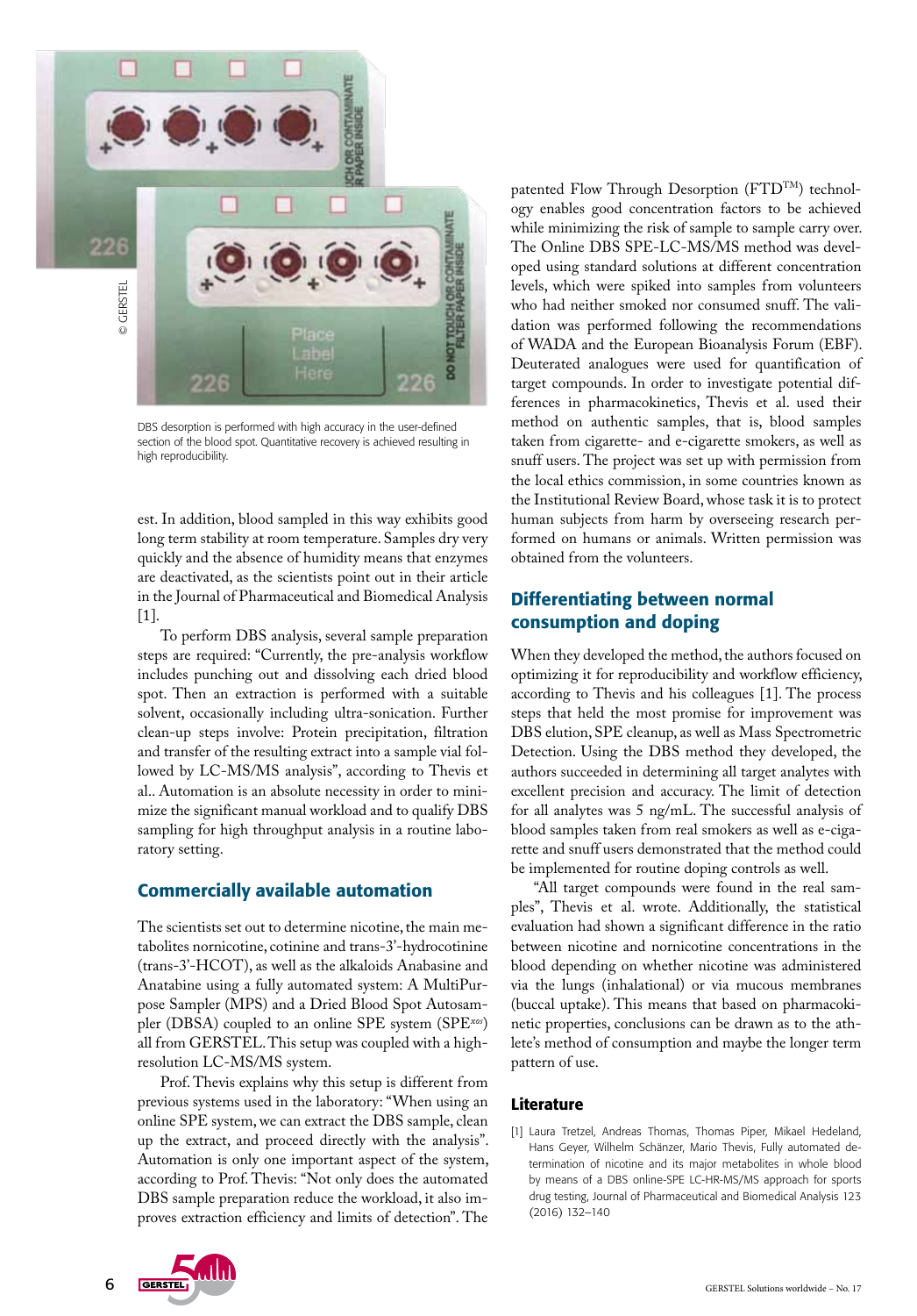DBS desorption is performed with high accuracy in the user-defined section of the blood spot. Quantitative recovery is achieved resulting in high reproducibility.

est. In addition, blood sampled in this way exhibits good long term stability at room temperature. Samples dry very quickly and the absence of humidity means that enzymes are deactivated, as the scientists point out in their article in the Journal of Pharmaceutical and Biomedical Analysis [1].

To perform DBS analysis, several sample preparation steps are required: "Currently, the pre-analysis workflow includes punching out and dissolving each dried blood spot. Then an extraction is performed with a suitable solvent, occasionally including ultra-sonication. Further clean-up steps involve: Protein precipitation, filtration and transfer of the resulting extract into a sample vial followed by LC-MS/MS analysis", according to Thevis et al.. Automation is an absolute necessity in order to minimize the significant manual workload and to qualify DBS sampling for high throughput analysis in a routine laboratory setting.

## Commercially available automation

The scientists set out to determine nicotine, the main metabolites nornicotine, cotinine and trans-3'-hydrocotinine (trans-3'-HCOT), as well as the alkaloids Anabasine and Anatabine using a fully automated system: A MultiPurpose Sampler (MPS) and a Dried Blood Spot Autosampler (DBSA) coupled to an online SPE system (SPE$^{xos}$) all from GERSTEL. This setup was coupled with a high-resolution LC-MS/MS system.

Prof. Thevis explains why this setup is different from previous systems used in the laboratory: "When using an online SPE system, we can extract the DBS sample, clean up the extract, and proceed directly with the analysis". Automation is only one important aspect of the system, according to Prof. Thevis: "Not only does the automated DBS sample preparation reduce the workload, it also improves extraction efficiency and limits of detection". The patented Flow Through Desorption (FTD$^{TM}$) technology enables good concentration factors to be achieved while minimizing the risk of sample to sample carry over. The Online DBS SPE-LC-MS/MS method was developed using standard solutions at different concentration levels, which were spiked into samples from volunteers who had neither smoked nor consumed snuff. The validation was performed following the recommendations of WADA and the European Bioanalysis Forum (EBF). Deuterated analogues were used for quantification of target compounds. In order to investigate potential differences in pharmacokinetics, Thevis et al. used their method on authentic samples, that is, blood samples taken from cigarette- and e-cigarette smokers, as well as snuff users. The project was set up with permission from the local ethics commission, in some countries known as the Institutional Review Board, whose task it is to protect human subjects from harm by overseeing research performed on humans or animals. Written permission was obtained from the volunteers.

## Differentiating between normal consumption and doping

When they developed the method, the authors focused on optimizing it for reproducibility and workflow efficiency, according to Thevis and his colleagues [1]. The process steps that held the most promise for improvement was DBS elution, SPE cleanup, as well as Mass Spectrometric Detection. Using the DBS method they developed, the authors succeeded in determining all target analytes with excellent precision and accuracy. The limit of detection for all analytes was 5 ng/mL. The successful analysis of blood samples taken from real smokers as well as e-cigarette and snuff users demonstrated that the method could be implemented for routine doping controls as well.

"All target compounds were found in the real samples", Thevis et al. wrote. Additionally, the statistical evaluation had shown a significant difference in the ratio between nicotine and nornicotine concentrations in the blood depending on whether nicotine was administered via the lungs (inhalational) or via mucous membranes (buccal uptake). This means that based on pharmacokinetic properties, conclusions can be drawn as to the athlete's method of consumption and maybe the longer term pattern of use.

## Literature

[1] Laura Tretzel, Andreas Thomas, Thomas Piper, Mikael Hedeland, Hans Geyer, Wilhelm Schänzer, Mario Thevis, Fully automated determination of nicotine and its major metabolites in whole blood by means of a DBS online-SPE LC-HR-MS/MS approach for sports drug testing, Journal of Pharmaceutical and Biomedical Analysis 123 (2016) 132–140